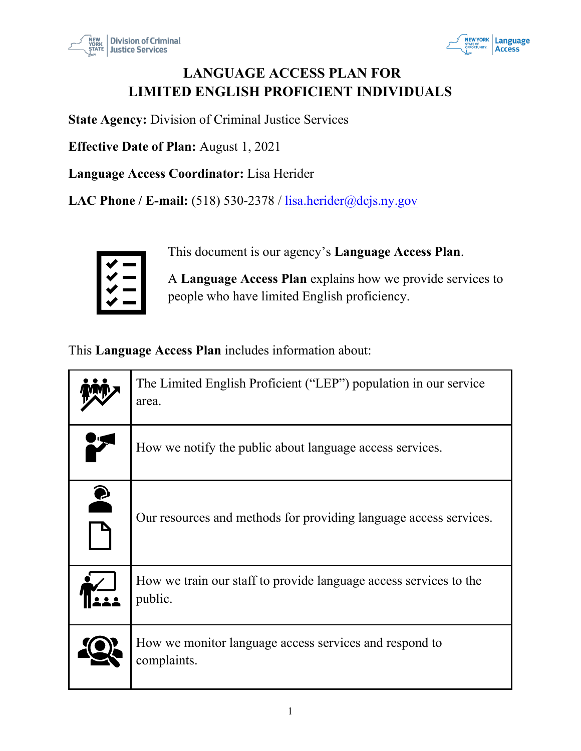# LANGUAGE ACCESS PLAN FOR LIMITED ENGLISH PROFICIENT INDIVIDUALS

**State Agency:** Division of Criminal Justice Services

**Effective Date of Plan:** August 1, 2021

**Language Access Coordinator:** Lisa Herider

**LAC Phone / E-mail:** (518) 530-2378 / lisa.herider@dcjs.ny.gov

This document is our agency's **Language Access Plan**.

A **Language Access Plan** explains how we provide services to people who have limited English proficiency.

This **Language Access Plan** includes information about:

| | |
|---|---|
| | The Limited English Proficient ("LEP") population in our service area. |
| | How we notify the public about language access services. |
| | Our resources and methods for providing language access services. |
| | How we train our staff to provide language access services to the public. |
| | How we monitor language access services and respond to complaints. |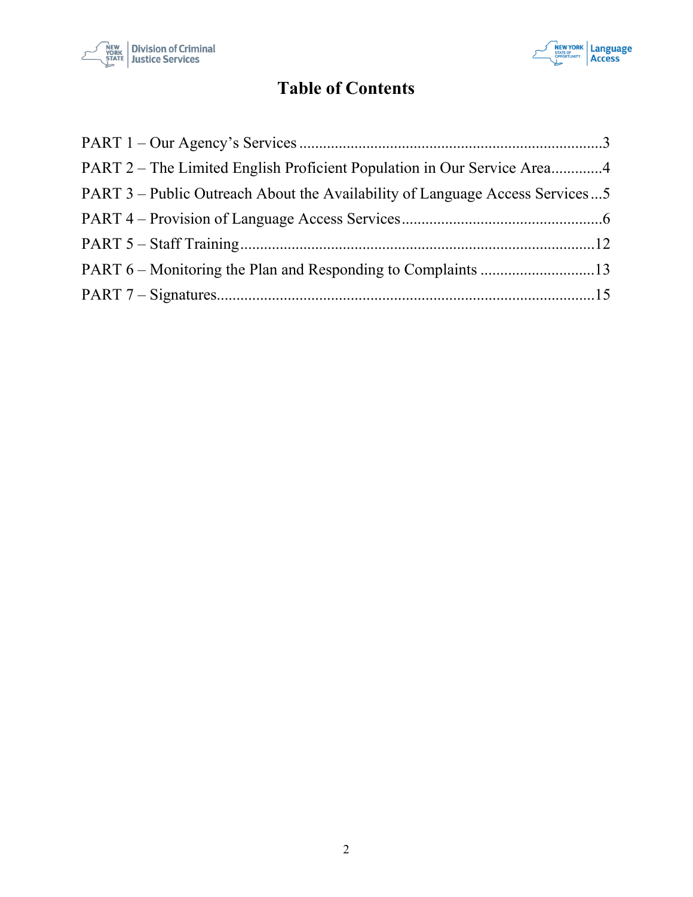# Table of Contents

PART 1 – Our Agency's Services ............................................................................3

PART 2 – The Limited English Proficient Population in Our Service Area.............4

PART 3 – Public Outreach About the Availability of Language Access Services...5

PART 4 – Provision of Language Access Services..................................................6

PART 5 – Staff Training.........................................................................................12

PART 6 – Monitoring the Plan and Responding to Complaints .............................13

PART 7 – Signatures...............................................................................................15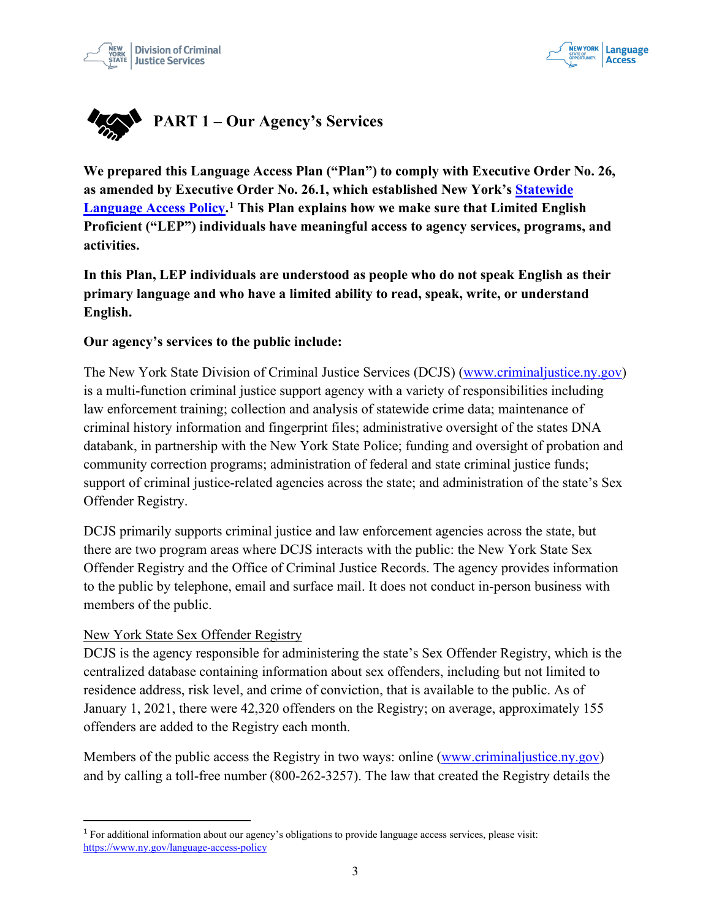# PART 1 – Our Agency's Services

**We prepared this Language Access Plan ("Plan") to comply with Executive Order No. 26, as amended by Executive Order No. 26.1, which established New York's Statewide Language Access Policy.[1] This Plan explains how we make sure that Limited English Proficient ("LEP") individuals have meaningful access to agency services, programs, and activities.**

**In this Plan, LEP individuals are understood as people who do not speak English as their primary language and who have a limited ability to read, speak, write, or understand English.**

**Our agency's services to the public include:**

The New York State Division of Criminal Justice Services (DCJS) (www.criminaljustice.ny.gov) is a multi-function criminal justice support agency with a variety of responsibilities including law enforcement training; collection and analysis of statewide crime data; maintenance of criminal history information and fingerprint files; administrative oversight of the states DNA databank, in partnership with the New York State Police; funding and oversight of probation and community correction programs; administration of federal and state criminal justice funds; support of criminal justice-related agencies across the state; and administration of the state's Sex Offender Registry.

DCJS primarily supports criminal justice and law enforcement agencies across the state, but there are two program areas where DCJS interacts with the public: the New York State Sex Offender Registry and the Office of Criminal Justice Records. The agency provides information to the public by telephone, email and surface mail. It does not conduct in-person business with members of the public.

New York State Sex Offender Registry

DCJS is the agency responsible for administering the state's Sex Offender Registry, which is the centralized database containing information about sex offenders, including but not limited to residence address, risk level, and crime of conviction, that is available to the public. As of January 1, 2021, there were 42,320 offenders on the Registry; on average, approximately 155 offenders are added to the Registry each month.

Members of the public access the Registry in two ways: online (www.criminaljustice.ny.gov) and by calling a toll-free number (800-262-3257). The law that created the Registry details the

[1] For additional information about our agency's obligations to provide language access services, please visit: https://www.ny.gov/language-access-policy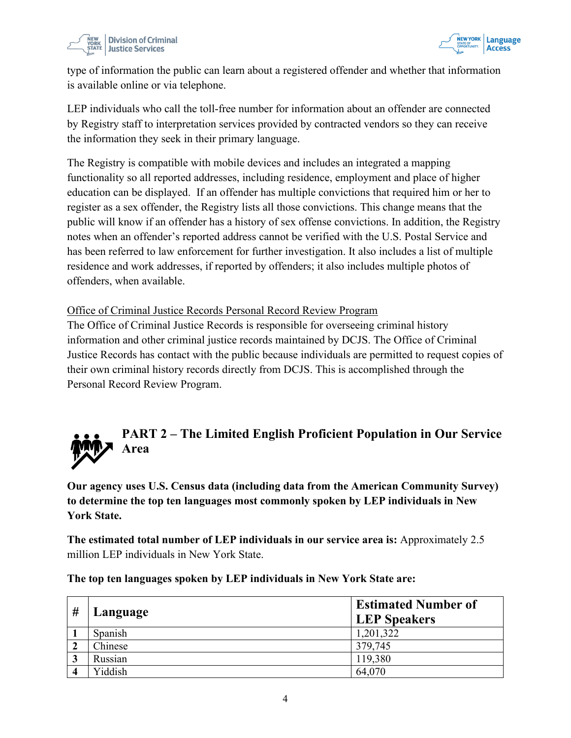type of information the public can learn about a registered offender and whether that information is available online or via telephone.

LEP individuals who call the toll-free number for information about an offender are connected by Registry staff to interpretation services provided by contracted vendors so they can receive the information they seek in their primary language.

The Registry is compatible with mobile devices and includes an integrated a mapping functionality so all reported addresses, including residence, employment and place of higher education can be displayed. If an offender has multiple convictions that required him or her to register as a sex offender, the Registry lists all those convictions. This change means that the public will know if an offender has a history of sex offense convictions. In addition, the Registry notes when an offender's reported address cannot be verified with the U.S. Postal Service and has been referred to law enforcement for further investigation. It also includes a list of multiple residence and work addresses, if reported by offenders; it also includes multiple photos of offenders, when available.

Office of Criminal Justice Records Personal Record Review Program

The Office of Criminal Justice Records is responsible for overseeing criminal history information and other criminal justice records maintained by DCJS. The Office of Criminal Justice Records has contact with the public because individuals are permitted to request copies of their own criminal history records directly from DCJS. This is accomplished through the Personal Record Review Program.

## PART 2 – The Limited English Proficient Population in Our Service Area

**Our agency uses U.S. Census data (including data from the American Community Survey) to determine the top ten languages most commonly spoken by LEP individuals in New York State.**

**The estimated total number of LEP individuals in our service area is:** Approximately 2.5 million LEP individuals in New York State.

**The top ten languages spoken by LEP individuals in New York State are:**

| # | Language | Estimated Number of LEP Speakers |
|---|---|---|
| 1 | Spanish | 1,201,322 |
| 2 | Chinese | 379,745 |
| 3 | Russian | 119,380 |
| 4 | Yiddish | 64,070 |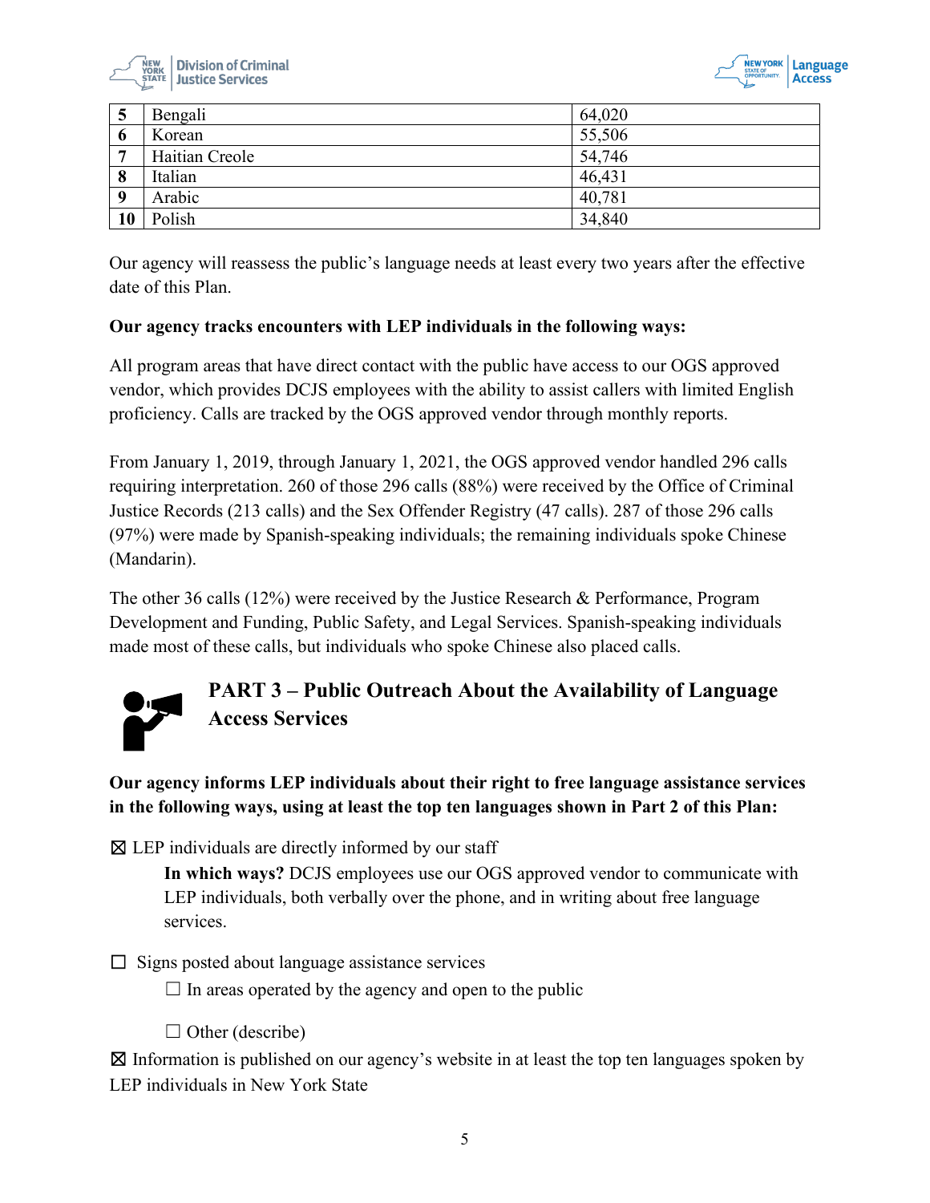| | | |
|---|---|---|
| **5** | Bengali | 64,020 |
| **6** | Korean | 55,506 |
| **7** | Haitian Creole | 54,746 |
| **8** | Italian | 46,431 |
| **9** | Arabic | 40,781 |
| **10** | Polish | 34,840 |

Our agency will reassess the public's language needs at least every two years after the effective date of this Plan.

**Our agency tracks encounters with LEP individuals in the following ways:**

All program areas that have direct contact with the public have access to our OGS approved vendor, which provides DCJS employees with the ability to assist callers with limited English proficiency. Calls are tracked by the OGS approved vendor through monthly reports.

From January 1, 2019, through January 1, 2021, the OGS approved vendor handled 296 calls requiring interpretation. 260 of those 296 calls (88%) were received by the Office of Criminal Justice Records (213 calls) and the Sex Offender Registry (47 calls). 287 of those 296 calls (97%) were made by Spanish-speaking individuals; the remaining individuals spoke Chinese (Mandarin).

The other 36 calls (12%) were received by the Justice Research & Performance, Program Development and Funding, Public Safety, and Legal Services. Spanish-speaking individuals made most of these calls, but individuals who spoke Chinese also placed calls.

## PART 3 – Public Outreach About the Availability of Language Access Services

**Our agency informs LEP individuals about their right to free language assistance services in the following ways, using at least the top ten languages shown in Part 2 of this Plan:**

☒ LEP individuals are directly informed by our staff

> **In which ways?** DCJS employees use our OGS approved vendor to communicate with LEP individuals, both verbally over the phone, and in writing about free language services.

☐ Signs posted about language assistance services

> ☐ In areas operated by the agency and open to the public
>
> ☐ Other (describe)

☒ Information is published on our agency's website in at least the top ten languages spoken by LEP individuals in New York State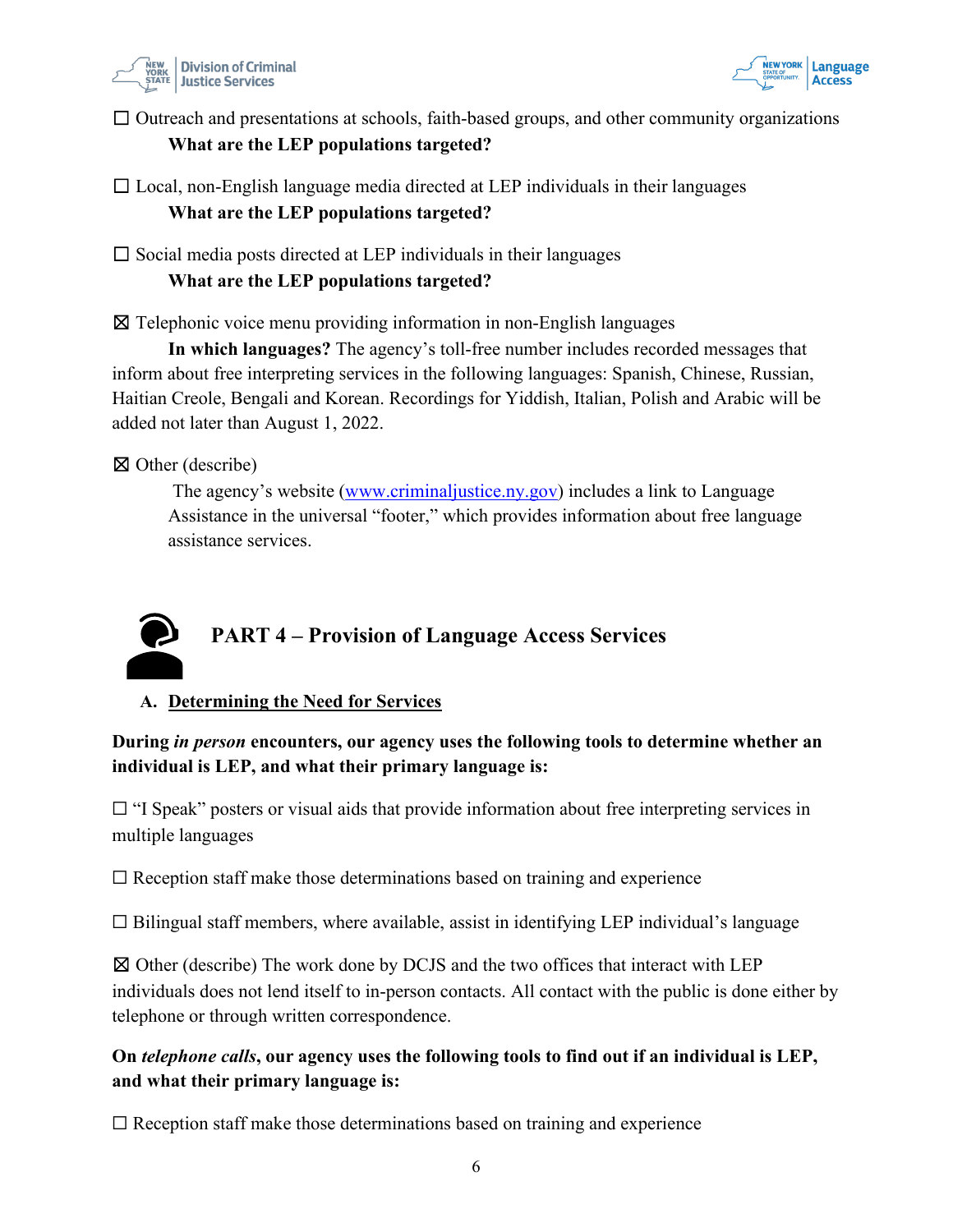☐ Outreach and presentations at schools, faith-based groups, and other community organizations

**What are the LEP populations targeted?**

☐ Local, non-English language media directed at LEP individuals in their languages

**What are the LEP populations targeted?**

☐ Social media posts directed at LEP individuals in their languages

**What are the LEP populations targeted?**

☒ Telephonic voice menu providing information in non-English languages

**In which languages?** The agency's toll-free number includes recorded messages that inform about free interpreting services in the following languages: Spanish, Chinese, Russian, Haitian Creole, Bengali and Korean. Recordings for Yiddish, Italian, Polish and Arabic will be added not later than August 1, 2022.

☒ Other (describe)

The agency's website ([www.criminaljustice.ny.gov](http://www.criminaljustice.ny.gov)) includes a link to Language Assistance in the universal "footer," which provides information about free language assistance services.

## PART 4 – Provision of Language Access Services

### A. Determining the Need for Services

**During *in person* encounters, our agency uses the following tools to determine whether an individual is LEP, and what their primary language is:**

☐ "I Speak" posters or visual aids that provide information about free interpreting services in multiple languages

☐ Reception staff make those determinations based on training and experience

☐ Bilingual staff members, where available, assist in identifying LEP individual's language

☒ Other (describe) The work done by DCJS and the two offices that interact with LEP individuals does not lend itself to in-person contacts. All contact with the public is done either by telephone or through written correspondence.

**On *telephone calls*, our agency uses the following tools to find out if an individual is LEP, and what their primary language is:**

☐ Reception staff make those determinations based on training and experience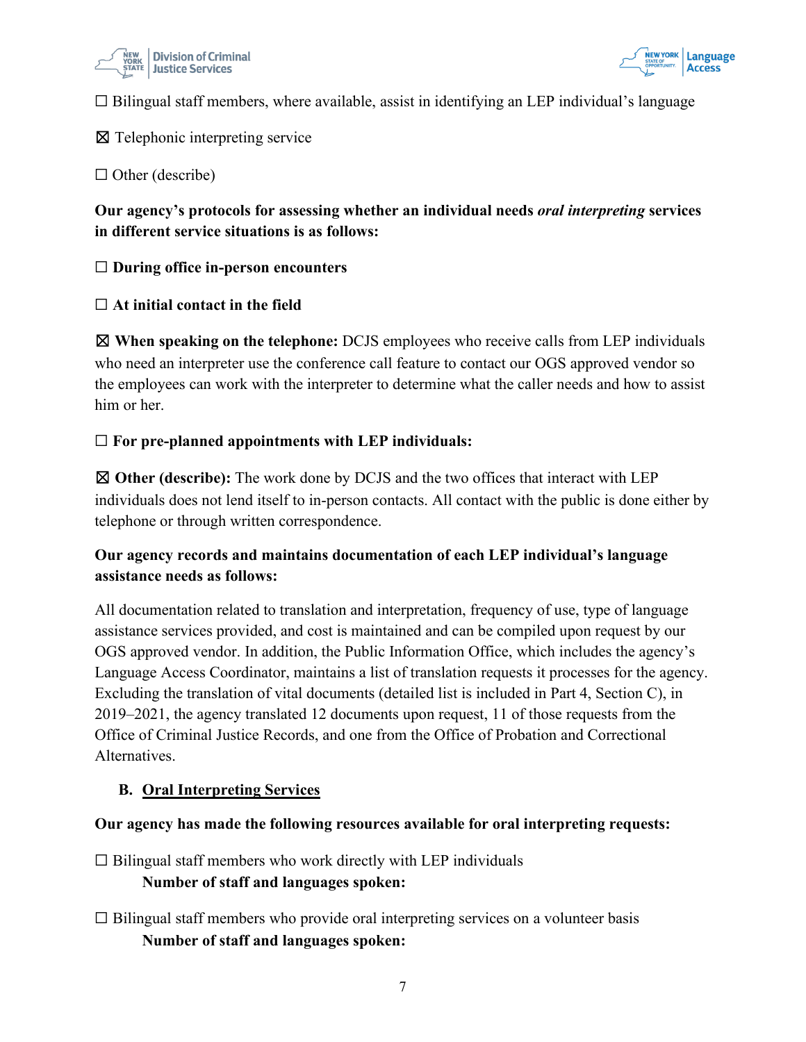☐ Bilingual staff members, where available, assist in identifying an LEP individual's language

☒ Telephonic interpreting service

☐ Other (describe)

**Our agency's protocols for assessing whether an individual needs *oral interpreting* services in different service situations is as follows:**

☐ **During office in-person encounters**

☐ **At initial contact in the field**

☒ **When speaking on the telephone:** DCJS employees who receive calls from LEP individuals who need an interpreter use the conference call feature to contact our OGS approved vendor so the employees can work with the interpreter to determine what the caller needs and how to assist him or her.

☐ **For pre-planned appointments with LEP individuals:**

☒ **Other (describe):** The work done by DCJS and the two offices that interact with LEP individuals does not lend itself to in-person contacts. All contact with the public is done either by telephone or through written correspondence.

**Our agency records and maintains documentation of each LEP individual's language assistance needs as follows:**

All documentation related to translation and interpretation, frequency of use, type of language assistance services provided, and cost is maintained and can be compiled upon request by our OGS approved vendor. In addition, the Public Information Office, which includes the agency's Language Access Coordinator, maintains a list of translation requests it processes for the agency. Excluding the translation of vital documents (detailed list is included in Part 4, Section C), in 2019–2021, the agency translated 12 documents upon request, 11 of those requests from the Office of Criminal Justice Records, and one from the Office of Probation and Correctional Alternatives.

### B. Oral Interpreting Services

**Our agency has made the following resources available for oral interpreting requests:**

☐ Bilingual staff members who work directly with LEP individuals
**Number of staff and languages spoken:**

☐ Bilingual staff members who provide oral interpreting services on a volunteer basis
**Number of staff and languages spoken:**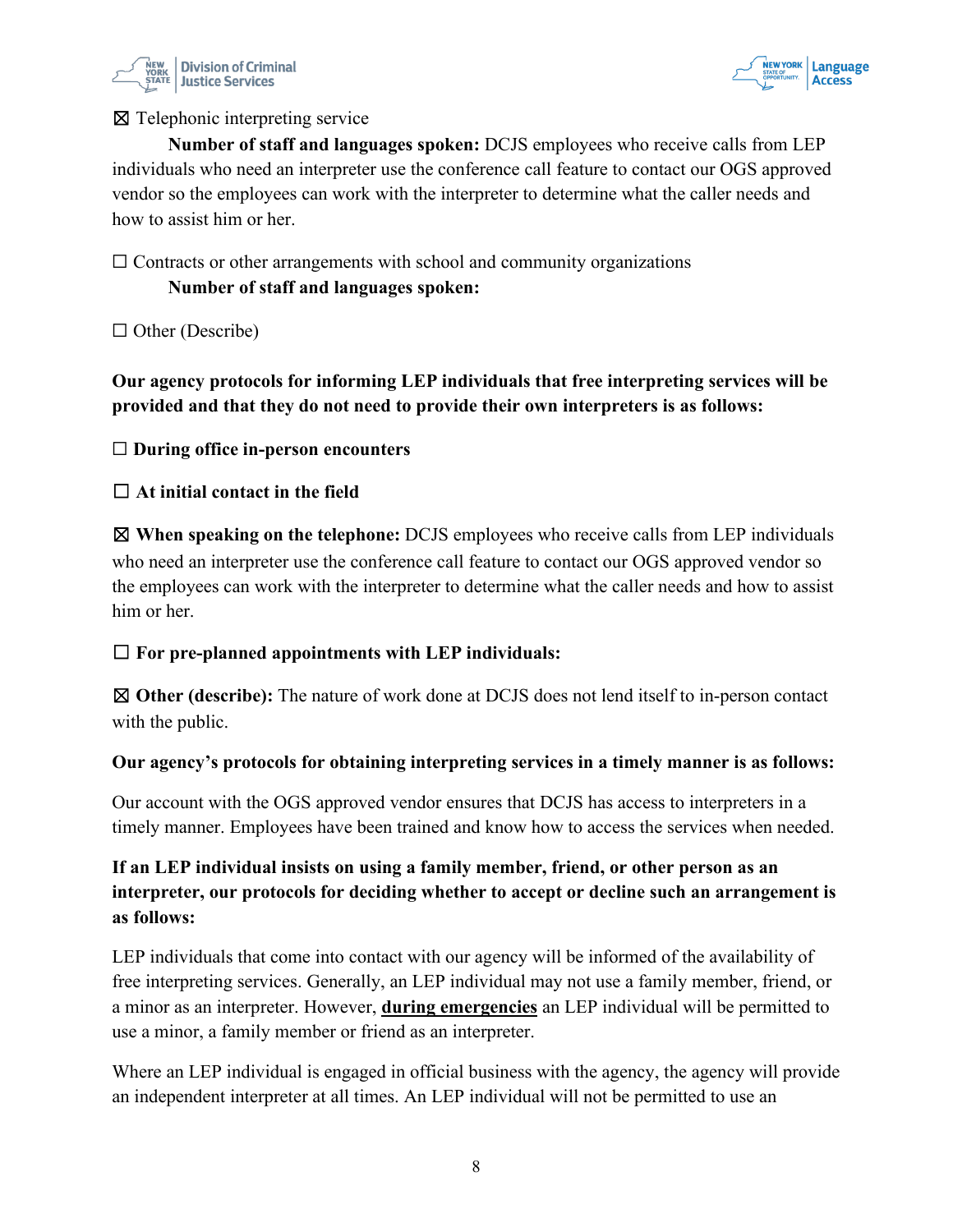☒ Telephonic interpreting service

**Number of staff and languages spoken:** DCJS employees who receive calls from LEP individuals who need an interpreter use the conference call feature to contact our OGS approved vendor so the employees can work with the interpreter to determine what the caller needs and how to assist him or her.

☐ Contracts or other arrangements with school and community organizations

**Number of staff and languages spoken:**

☐ Other (Describe)

**Our agency protocols for informing LEP individuals that free interpreting services will be provided and that they do not need to provide their own interpreters is as follows:**

☐ **During office in-person encounters**

☐ **At initial contact in the field**

☒ **When speaking on the telephone:** DCJS employees who receive calls from LEP individuals who need an interpreter use the conference call feature to contact our OGS approved vendor so the employees can work with the interpreter to determine what the caller needs and how to assist him or her.

☐ **For pre-planned appointments with LEP individuals:**

☒ **Other (describe):** The nature of work done at DCJS does not lend itself to in-person contact with the public.

**Our agency's protocols for obtaining interpreting services in a timely manner is as follows:**

Our account with the OGS approved vendor ensures that DCJS has access to interpreters in a timely manner. Employees have been trained and know how to access the services when needed.

**If an LEP individual insists on using a family member, friend, or other person as an interpreter, our protocols for deciding whether to accept or decline such an arrangement is as follows:**

LEP individuals that come into contact with our agency will be informed of the availability of free interpreting services. Generally, an LEP individual may not use a family member, friend, or a minor as an interpreter. However, **<u>during emergencies</u>** an LEP individual will be permitted to use a minor, a family member or friend as an interpreter.

Where an LEP individual is engaged in official business with the agency, the agency will provide an independent interpreter at all times. An LEP individual will not be permitted to use an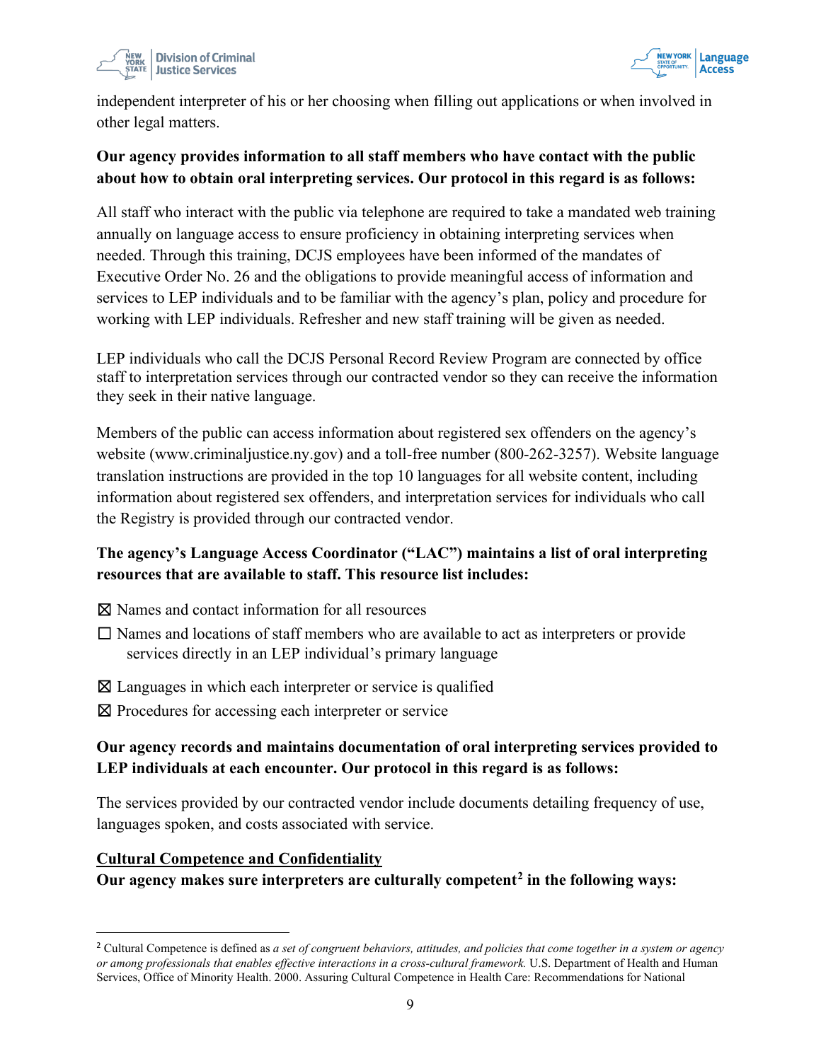independent interpreter of his or her choosing when filling out applications or when involved in other legal matters.

**Our agency provides information to all staff members who have contact with the public about how to obtain oral interpreting services. Our protocol in this regard is as follows:**

All staff who interact with the public via telephone are required to take a mandated web training annually on language access to ensure proficiency in obtaining interpreting services when needed. Through this training, DCJS employees have been informed of the mandates of Executive Order No. 26 and the obligations to provide meaningful access of information and services to LEP individuals and to be familiar with the agency's plan, policy and procedure for working with LEP individuals. Refresher and new staff training will be given as needed.

LEP individuals who call the DCJS Personal Record Review Program are connected by office staff to interpretation services through our contracted vendor so they can receive the information they seek in their native language.

Members of the public can access information about registered sex offenders on the agency's website (www.criminaljustice.ny.gov) and a toll-free number (800-262-3257). Website language translation instructions are provided in the top 10 languages for all website content, including information about registered sex offenders, and interpretation services for individuals who call the Registry is provided through our contracted vendor.

**The agency's Language Access Coordinator ("LAC") maintains a list of oral interpreting resources that are available to staff. This resource list includes:**

☒ Names and contact information for all resources

☐ Names and locations of staff members who are available to act as interpreters or provide services directly in an LEP individual's primary language

☒ Languages in which each interpreter or service is qualified

☒ Procedures for accessing each interpreter or service

**Our agency records and maintains documentation of oral interpreting services provided to LEP individuals at each encounter. Our protocol in this regard is as follows:**

The services provided by our contracted vendor include documents detailing frequency of use, languages spoken, and costs associated with service.

__**Cultural Competence and Confidentiality**__

**Our agency makes sure interpreters are culturally competent[2] in the following ways:**

[2] Cultural Competence is defined as *a set of congruent behaviors, attitudes, and policies that come together in a system or agency or among professionals that enables effective interactions in a cross-cultural framework.* U.S. Department of Health and Human Services, Office of Minority Health. 2000. Assuring Cultural Competence in Health Care: Recommendations for National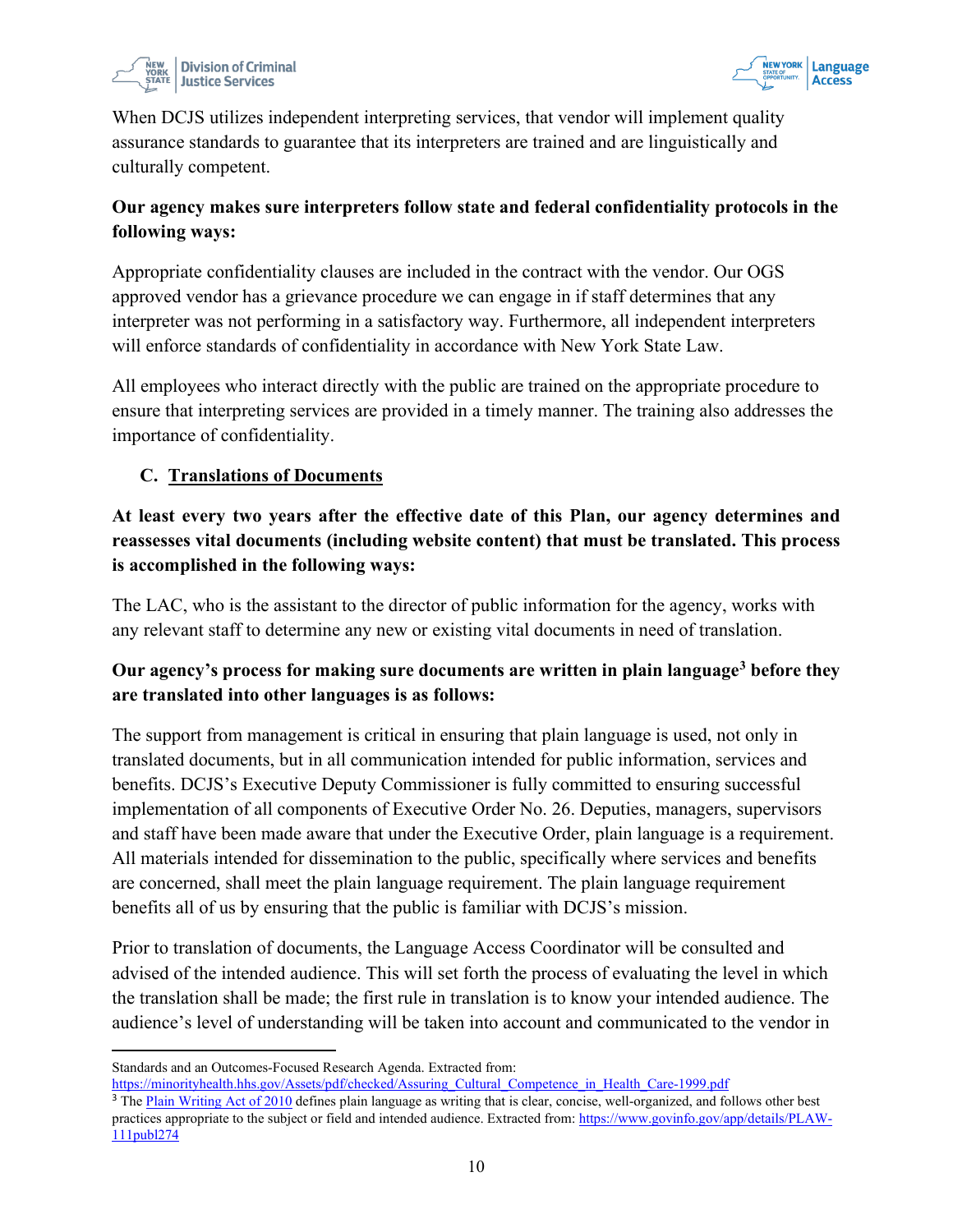When DCJS utilizes independent interpreting services, that vendor will implement quality assurance standards to guarantee that its interpreters are trained and are linguistically and culturally competent.

**Our agency makes sure interpreters follow state and federal confidentiality protocols in the following ways:**

Appropriate confidentiality clauses are included in the contract with the vendor. Our OGS approved vendor has a grievance procedure we can engage in if staff determines that any interpreter was not performing in a satisfactory way. Furthermore, all independent interpreters will enforce standards of confidentiality in accordance with New York State Law.

All employees who interact directly with the public are trained on the appropriate procedure to ensure that interpreting services are provided in a timely manner. The training also addresses the importance of confidentiality.

### C. Translations of Documents

**At least every two years after the effective date of this Plan, our agency determines and reassesses vital documents (including website content) that must be translated. This process is accomplished in the following ways:**

The LAC, who is the assistant to the director of public information for the agency, works with any relevant staff to determine any new or existing vital documents in need of translation.

**Our agency's process for making sure documents are written in plain language[3] before they are translated into other languages is as follows:**

The support from management is critical in ensuring that plain language is used, not only in translated documents, but in all communication intended for public information, services and benefits. DCJS's Executive Deputy Commissioner is fully committed to ensuring successful implementation of all components of Executive Order No. 26. Deputies, managers, supervisors and staff have been made aware that under the Executive Order, plain language is a requirement. All materials intended for dissemination to the public, specifically where services and benefits are concerned, shall meet the plain language requirement. The plain language requirement benefits all of us by ensuring that the public is familiar with DCJS's mission.

Prior to translation of documents, the Language Access Coordinator will be consulted and advised of the intended audience. This will set forth the process of evaluating the level in which the translation shall be made; the first rule in translation is to know your intended audience. The audience's level of understanding will be taken into account and communicated to the vendor in

---

Standards and an Outcomes-Focused Research Agenda. Extracted from: https://minorityhealth.hhs.gov/Assets/pdf/checked/Assuring_Cultural_Competence_in_Health_Care-1999.pdf

[3] The Plain Writing Act of 2010 defines plain language as writing that is clear, concise, well-organized, and follows other best practices appropriate to the subject or field and intended audience. Extracted from: https://www.govinfo.gov/app/details/PLAW-111publ274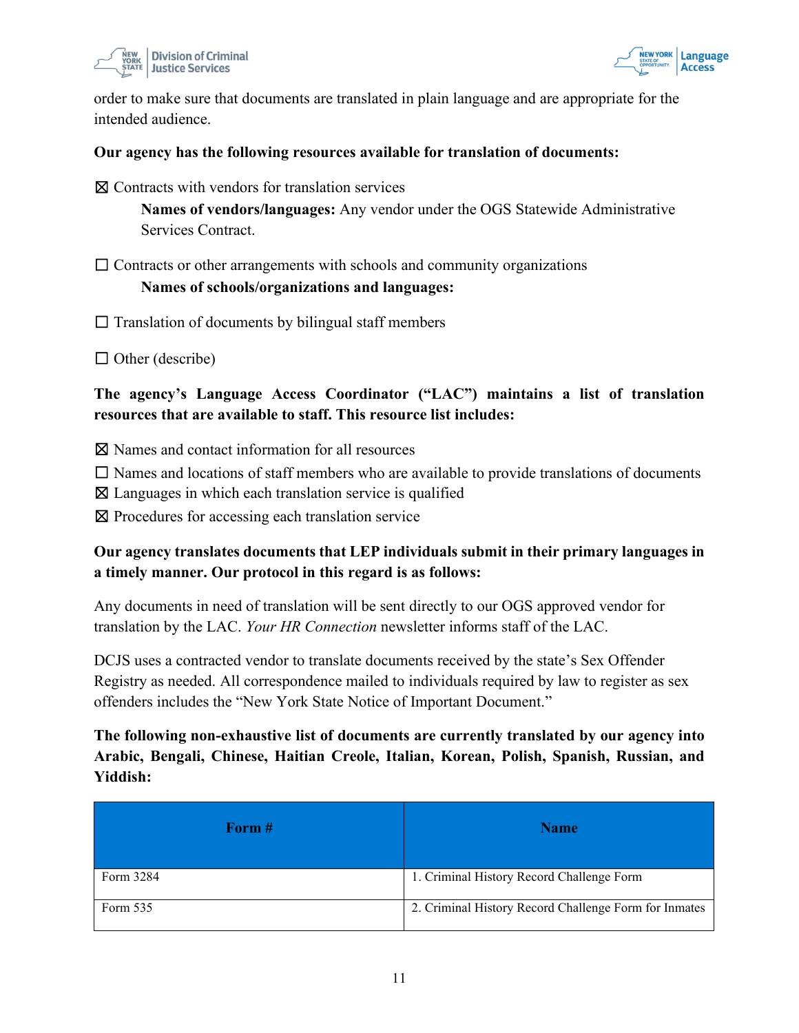order to make sure that documents are translated in plain language and are appropriate for the intended audience.

**Our agency has the following resources available for translation of documents:**

☒ Contracts with vendors for translation services

**Names of vendors/languages:** Any vendor under the OGS Statewide Administrative Services Contract.

☐ Contracts or other arrangements with schools and community organizations

**Names of schools/organizations and languages:**

☐ Translation of documents by bilingual staff members

☐ Other (describe)

**The agency's Language Access Coordinator ("LAC") maintains a list of translation resources that are available to staff. This resource list includes:**

☒ Names and contact information for all resources
☐ Names and locations of staff members who are available to provide translations of documents
☒ Languages in which each translation service is qualified
☒ Procedures for accessing each translation service

**Our agency translates documents that LEP individuals submit in their primary languages in a timely manner. Our protocol in this regard is as follows:**

Any documents in need of translation will be sent directly to our OGS approved vendor for translation by the LAC. *Your HR Connection* newsletter informs staff of the LAC.

DCJS uses a contracted vendor to translate documents received by the state's Sex Offender Registry as needed. All correspondence mailed to individuals required by law to register as sex offenders includes the "New York State Notice of Important Document."

**The following non-exhaustive list of documents are currently translated by our agency into Arabic, Bengali, Chinese, Haitian Creole, Italian, Korean, Polish, Spanish, Russian, and Yiddish:**

| Form # | Name |
|---|---|
| Form 3284 | 1. Criminal History Record Challenge Form |
| Form 535 | 2. Criminal History Record Challenge Form for Inmates |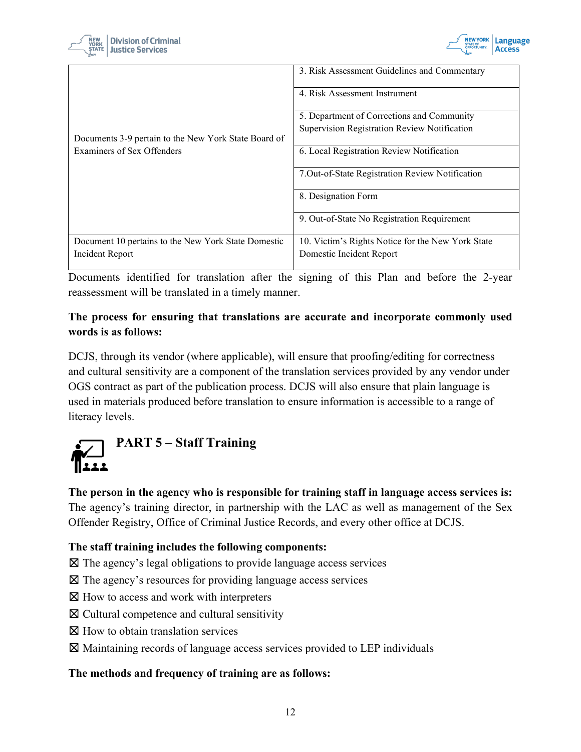| | |
|---|---|
| Documents 3-9 pertain to the New York State Board of Examiners of Sex Offenders | 3. Risk Assessment Guidelines and Commentary |
| | 4. Risk Assessment Instrument |
| | 5. Department of Corrections and Community Supervision Registration Review Notification |
| | 6. Local Registration Review Notification |
| | 7.Out-of-State Registration Review Notification |
| | 8. Designation Form |
| | 9. Out-of-State No Registration Requirement |
| Document 10 pertains to the New York State Domestic Incident Report | 10. Victim's Rights Notice for the New York State Domestic Incident Report |

Documents identified for translation after the signing of this Plan and before the 2-year reassessment will be translated in a timely manner.

**The process for ensuring that translations are accurate and incorporate commonly used words is as follows:**

DCJS, through its vendor (where applicable), will ensure that proofing/editing for correctness and cultural sensitivity are a component of the translation services provided by any vendor under OGS contract as part of the publication process. DCJS will also ensure that plain language is used in materials produced before translation to ensure information is accessible to a range of literacy levels.

## PART 5 – Staff Training

**The person in the agency who is responsible for training staff in language access services is:** The agency's training director, in partnership with the LAC as well as management of the Sex Offender Registry, Office of Criminal Justice Records, and every other office at DCJS.

**The staff training includes the following components:**

☒ The agency's legal obligations to provide language access services
☒ The agency's resources for providing language access services
☒ How to access and work with interpreters
☒ Cultural competence and cultural sensitivity
☒ How to obtain translation services
☒ Maintaining records of language access services provided to LEP individuals

**The methods and frequency of training are as follows:**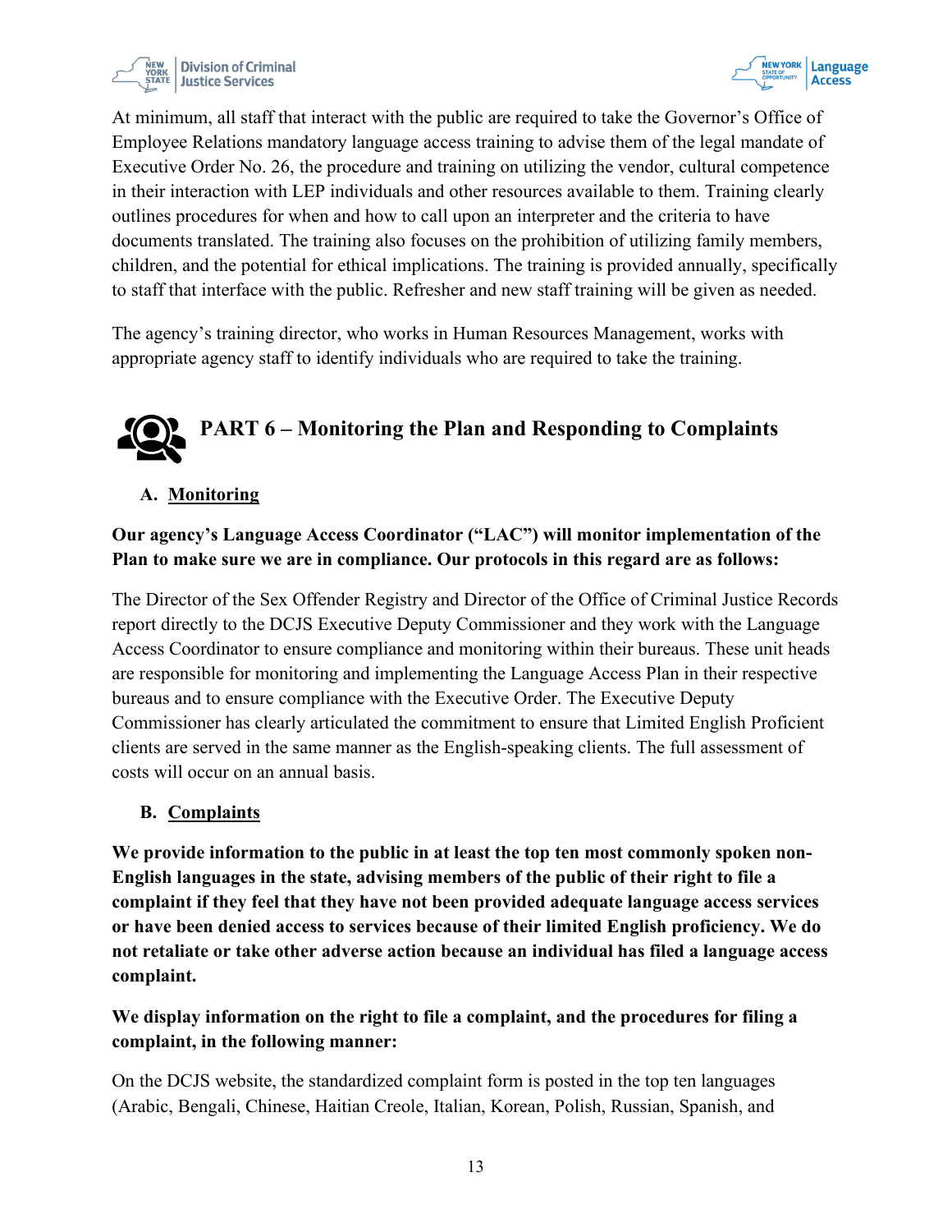At minimum, all staff that interact with the public are required to take the Governor's Office of Employee Relations mandatory language access training to advise them of the legal mandate of Executive Order No. 26, the procedure and training on utilizing the vendor, cultural competence in their interaction with LEP individuals and other resources available to them. Training clearly outlines procedures for when and how to call upon an interpreter and the criteria to have documents translated. The training also focuses on the prohibition of utilizing family members, children, and the potential for ethical implications. The training is provided annually, specifically to staff that interface with the public. Refresher and new staff training will be given as needed.

The agency's training director, who works in Human Resources Management, works with appropriate agency staff to identify individuals who are required to take the training.

## PART 6 – Monitoring the Plan and Responding to Complaints

### A. Monitoring

**Our agency's Language Access Coordinator ("LAC") will monitor implementation of the Plan to make sure we are in compliance. Our protocols in this regard are as follows:**

The Director of the Sex Offender Registry and Director of the Office of Criminal Justice Records report directly to the DCJS Executive Deputy Commissioner and they work with the Language Access Coordinator to ensure compliance and monitoring within their bureaus. These unit heads are responsible for monitoring and implementing the Language Access Plan in their respective bureaus and to ensure compliance with the Executive Order. The Executive Deputy Commissioner has clearly articulated the commitment to ensure that Limited English Proficient clients are served in the same manner as the English-speaking clients. The full assessment of costs will occur on an annual basis.

### B. Complaints

**We provide information to the public in at least the top ten most commonly spoken non-English languages in the state, advising members of the public of their right to file a complaint if they feel that they have not been provided adequate language access services or have been denied access to services because of their limited English proficiency. We do not retaliate or take other adverse action because an individual has filed a language access complaint.**

**We display information on the right to file a complaint, and the procedures for filing a complaint, in the following manner:**

On the DCJS website, the standardized complaint form is posted in the top ten languages (Arabic, Bengali, Chinese, Haitian Creole, Italian, Korean, Polish, Russian, Spanish, and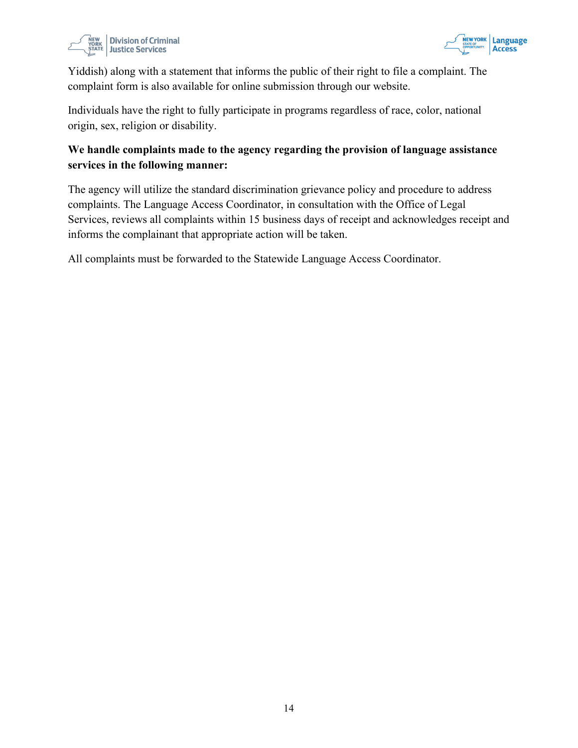Yiddish) along with a statement that informs the public of their right to file a complaint. The complaint form is also available for online submission through our website.

Individuals have the right to fully participate in programs regardless of race, color, national origin, sex, religion or disability.

**We handle complaints made to the agency regarding the provision of language assistance services in the following manner:**

The agency will utilize the standard discrimination grievance policy and procedure to address complaints. The Language Access Coordinator, in consultation with the Office of Legal Services, reviews all complaints within 15 business days of receipt and acknowledges receipt and informs the complainant that appropriate action will be taken.

All complaints must be forwarded to the Statewide Language Access Coordinator.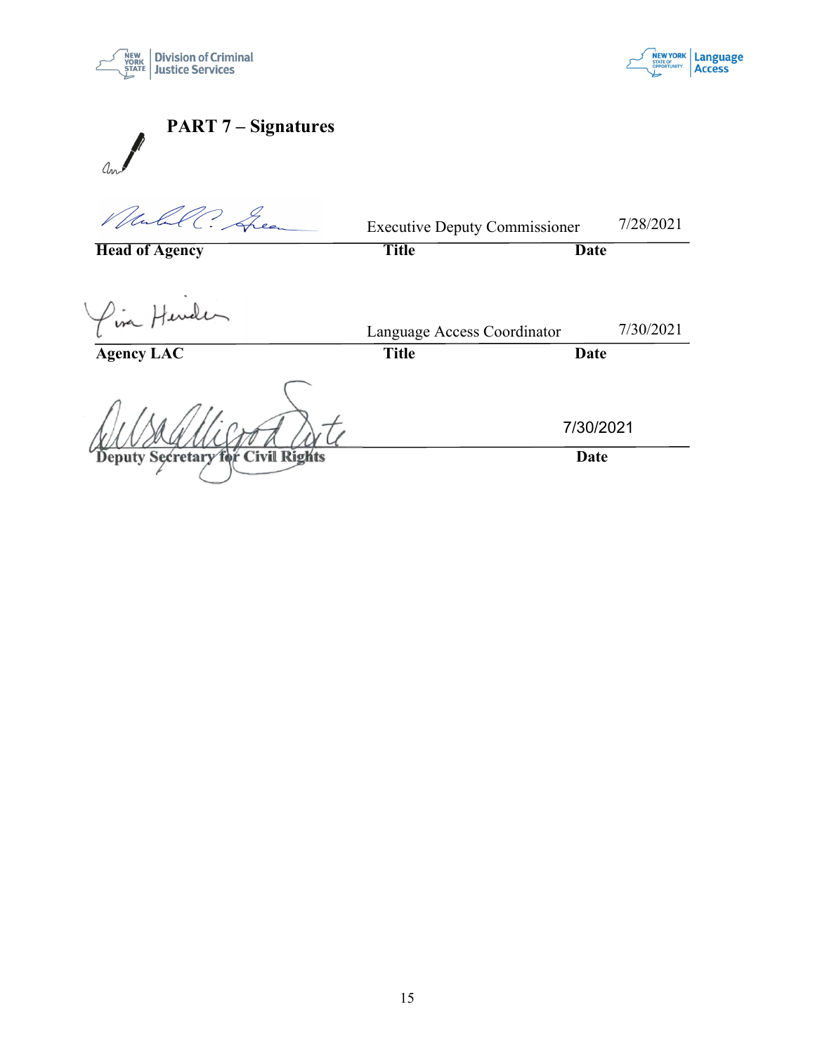## PART 7 – Signatures

| | | |
|---|---|---|
| | Executive Deputy Commissioner | 7/28/2021 |
| **Head of Agency** | **Title** | **Date** |
| | Language Access Coordinator | 7/30/2021 |
| **Agency LAC** | **Title** | **Date** |
| | | 7/30/2021 |
| **Deputy Secretary for Civil Rights** | | **Date** |